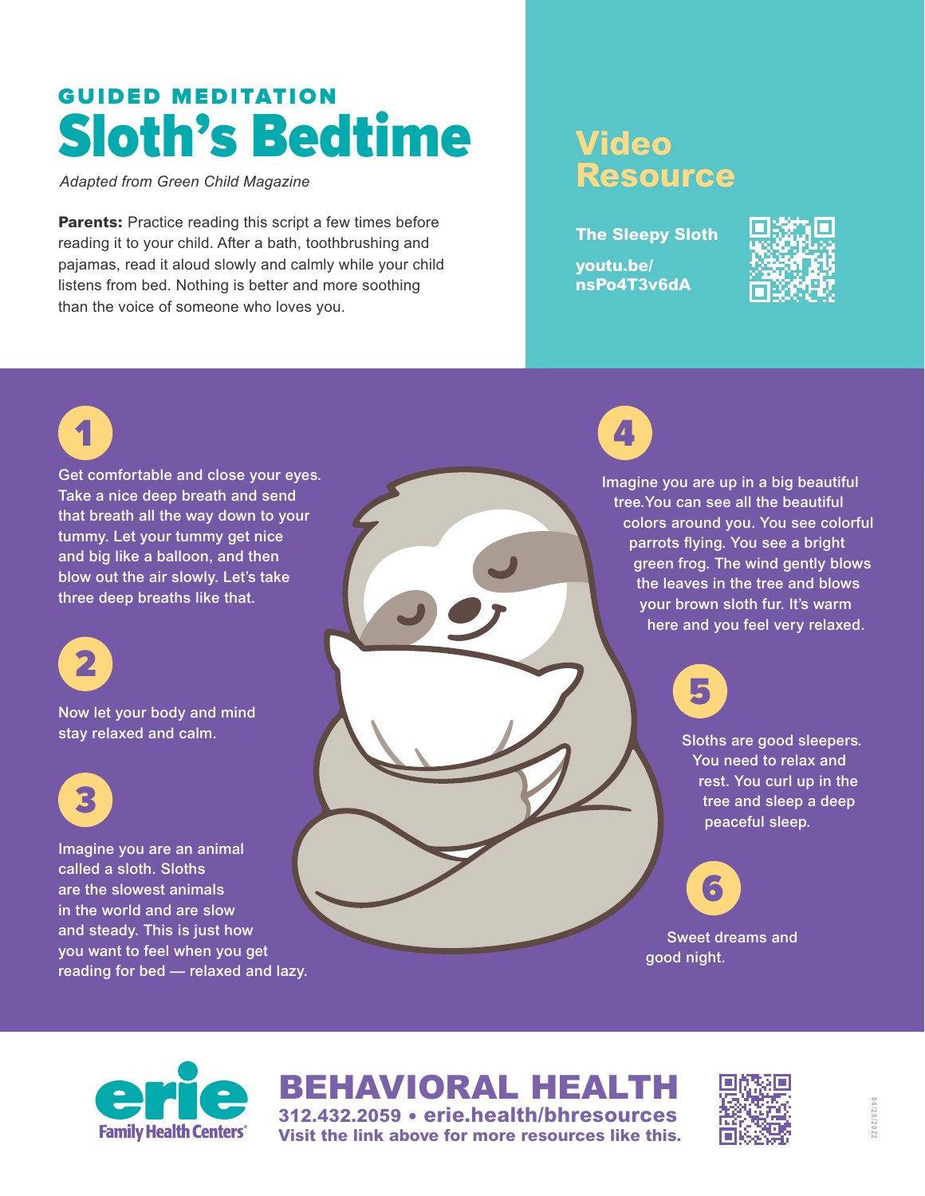GUIDED MEDITATION

# Sloth's Bedtime

*Adapted from Green Child Magazine*

**Parents:** Practice reading this script a few times before reading it to your child. After a bath, toothbrushing and pajamas, read it aloud slowly and calmly while your child listens from bed. Nothing is better and more soothing than the voice of someone who loves you.

## Video Resource

**The Sleepy Sloth**

**youtu.be/nsPo4T3v6dA**

1. Get comfortable and close your eyes. Take a nice deep breath and send that breath all the way down to your tummy. Let your tummy get nice and big like a balloon, and then blow out the air slowly. Let's take three deep breaths like that.

2. Now let your body and mind stay relaxed and calm.

3. Imagine you are an animal called a sloth. Sloths are the slowest animals in the world and are slow and steady. This is just how you want to feel when you get reading for bed — relaxed and lazy.

4. Imagine you are up in a big beautiful tree. You can see all the beautiful colors around you. You see colorful parrots flying. You see a bright green frog. The wind gently blows the leaves in the tree and blows your brown sloth fur. It's warm here and you feel very relaxed.

5. Sloths are good sleepers. You need to relax and rest. You curl up in the tree and sleep a deep peaceful sleep.

6. Sweet dreams and good night.

erie Family Health Centers®

**BEHAVIORAL HEALTH**

**312.432.2059 • erie.health/bhresources**

**Visit the link above for more resources like this.**

04/29/2022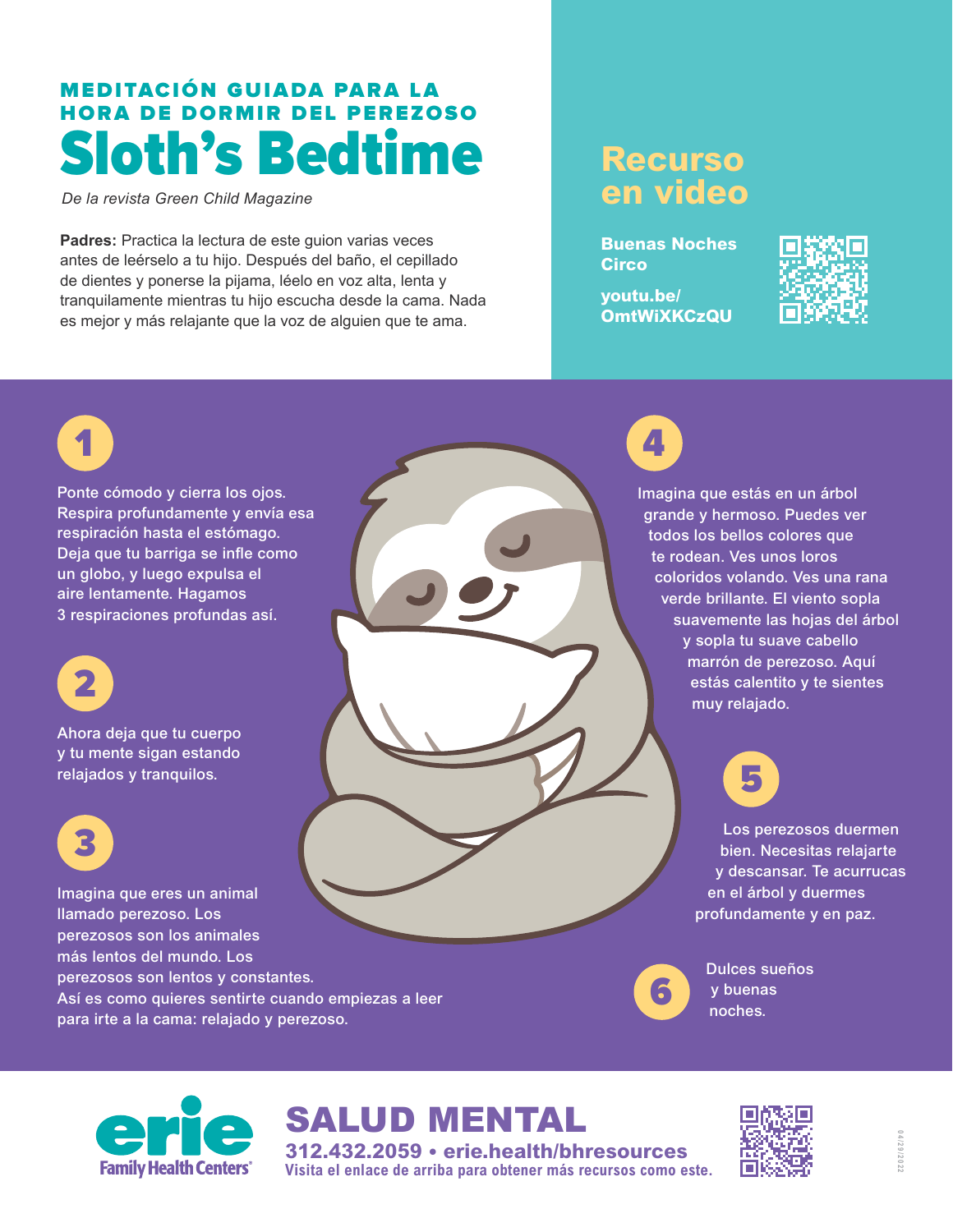MEDITACIÓN GUIADA PARA LA HORA DE DORMIR DEL PEREZOSO

# Sloth's Bedtime

*De la revista Green Child Magazine*

**Padres:** Practica la lectura de este guion varias veces antes de leérselo a tu hijo. Después del baño, el cepillado de dientes y ponerse la pijama, léelo en voz alta, lenta y tranquilamente mientras tu hijo escucha desde la cama. Nada es mejor y más relajante que la voz de alguien que te ama.

## Recurso en video

**Buenas Noches Circo**

**youtu.be/OmtWiXKCzQU**

**1**

Ponte cómodo y cierra los ojos. Respira profundamente y envía esa respiración hasta el estómago. Deja que tu barriga se infle como un globo, y luego expulsa el aire lentamente. Hagamos 3 respiraciones profundas así.

**2**

Ahora deja que tu cuerpo y tu mente sigan estando relajados y tranquilos.

**3**

Imagina que eres un animal llamado perezoso. Los perezosos son los animales más lentos del mundo. Los perezosos son lentos y constantes. Así es como quieres sentirte cuando empiezas a leer para irte a la cama: relajado y perezoso.

**4**

Imagina que estás en un árbol grande y hermoso. Puedes ver todos los bellos colores que te rodean. Ves unos loros coloridos volando. Ves una rana verde brillante. El viento sopla suavemente las hojas del árbol y sopla tu suave cabello marrón de perezoso. Aquí estás calentito y te sientes muy relajado.

**5**

Los perezosos duermen bien. Necesitas relajarte y descansar. Te acurrucas en el árbol y duermes profundamente y en paz.

**6**

Dulces sueños y buenas noches.

erie Family Health Centers

## SALUD MENTAL

**312.432.2059 • erie.health/bhresources**

Visita el enlace de arriba para obtener más recursos como este.

04/29/2022